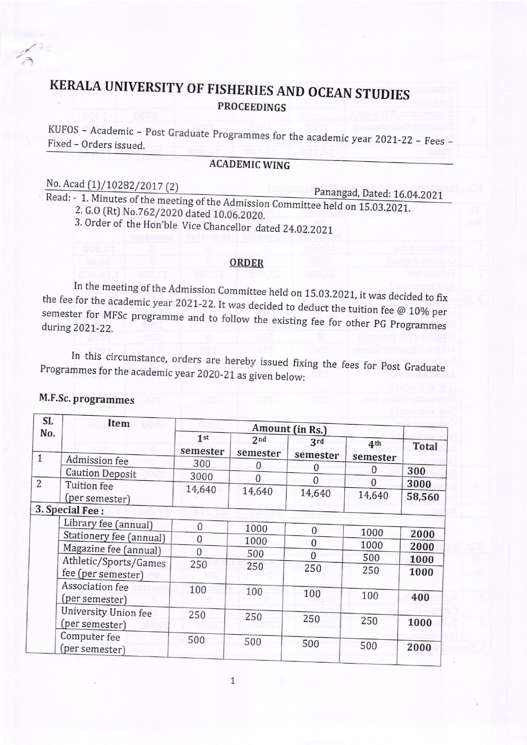# KERALA UNIVERSITY OF FISHERIES AND OCEAN STUDIES

## PROCEEDINGS

KUFOS – Academic – Post Graduate Programmes for the academic year 2021-22 – Fees – Fixed – Orders issued.

## ACADEMIC WING

No. Acad (1)/10282/2017 (2) Panangad, Dated: 16.04.2021

Read: - 1. Minutes of the meeting of the Admission Committee held on 15.03.2021.
2. G.O (Rt) No.762/2020 dated 10.06.2020.
3. Order of the Hon'ble Vice Chancellor dated 24.02.2021

## ORDER

In the meeting of the Admission Committee held on 15.03.2021, it was decided to fix the fee for the academic year 2021-22. It was decided to deduct the tuition fee @ 10% per semester for MFSc programme and to follow the existing fee for other PG Programmes during 2021-22.

In this circumstance, orders are hereby issued fixing the fees for Post Graduate Programmes for the academic year 2020-21 as given below:

### M.F.Sc. programmes

| Sl. No. | Item | Amount (in Rs.) | | | | |
|---|---|---|---|---|---|---|
| | | 1st semester | 2nd semester | 3rd semester | 4th semester | Total |
| 1 | Admission fee | 300 | 0 | 0 | 0 | **300** |
| | Caution Deposit | 3000 | 0 | 0 | 0 | **3000** |
| 2 | Tuition fee (per semester) | 14,640 | 14,640 | 14,640 | 14,640 | **58,560** |
| 3. Special Fee : | | | | | | |
| | Library fee (annual) | 0 | 1000 | 0 | 1000 | **2000** |
| | Stationery fee (annual) | 0 | 1000 | 0 | 1000 | **2000** |
| | Magazine fee (annual) | 0 | 500 | 0 | 500 | **1000** |
| | Athletic/Sports/Games fee (per semester) | 250 | 250 | 250 | 250 | **1000** |
| | Association fee (per semester) | 100 | 100 | 100 | 100 | **400** |
| | University Union fee (per semester) | 250 | 250 | 250 | 250 | **1000** |
| | Computer fee (per semester) | 500 | 500 | 500 | 500 | **2000** |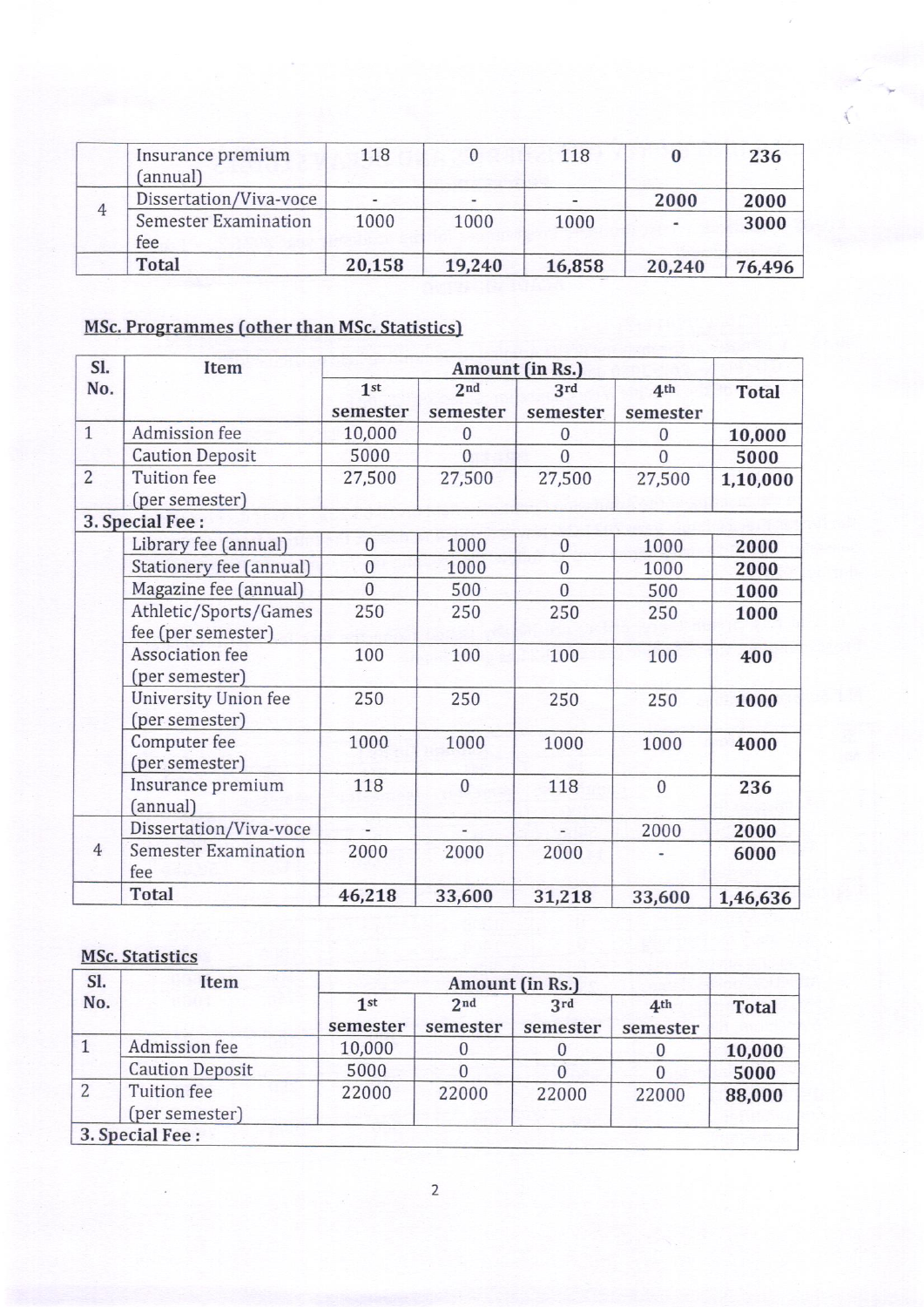| | | | | | | |
|---|---|---|---|---|---|---|
| | Insurance premium (annual) | 118 | 0 | 118 | **0** | **236** |
| 4 | Dissertation/Viva-voce | - | - | - | **2000** | **2000** |
| | Semester Examination fee | 1000 | 1000 | 1000 | - | **3000** |
| | **Total** | **20,158** | **19,240** | **16,858** | **20,240** | **76,496** |

**MSc. Programmes (other than MSc. Statistics)**

| Sl. No. | Item | Amount (in Rs.) | | | | |
|---|---|---|---|---|---|---|
| | | 1st semester | 2nd semester | 3rd semester | 4th semester | Total |
| 1 | Admission fee | 10,000 | 0 | 0 | 0 | **10,000** |
| | Caution Deposit | 5000 | 0 | 0 | 0 | **5000** |
| 2 | Tuition fee (per semester) | 27,500 | 27,500 | 27,500 | 27,500 | **1,10,000** |
| **3. Special Fee :** | | | | | | |
| | Library fee (annual) | 0 | 1000 | 0 | 1000 | **2000** |
| | Stationery fee (annual) | 0 | 1000 | 0 | 1000 | **2000** |
| | Magazine fee (annual) | 0 | 500 | 0 | 500 | **1000** |
| | Athletic/Sports/Games fee (per semester) | 250 | 250 | 250 | 250 | **1000** |
| | Association fee (per semester) | 100 | 100 | 100 | 100 | **400** |
| | University Union fee (per semester) | 250 | 250 | 250 | 250 | **1000** |
| | Computer fee (per semester) | 1000 | 1000 | 1000 | 1000 | **4000** |
| | Insurance premium (annual) | 118 | 0 | 118 | 0 | **236** |
| 4 | Dissertation/Viva-voce | - | - | - | 2000 | **2000** |
| | Semester Examination fee | 2000 | 2000 | 2000 | - | **6000** |
| | **Total** | **46,218** | **33,600** | **31,218** | **33,600** | **1,46,636** |

**MSc. Statistics**

| Sl. No. | Item | Amount (in Rs.) | | | | |
|---|---|---|---|---|---|---|
| | | 1st semester | 2nd semester | 3rd semester | 4th semester | Total |
| 1 | Admission fee | 10,000 | 0 | 0 | 0 | **10,000** |
| | Caution Deposit | 5000 | 0 | 0 | 0 | **5000** |
| 2 | Tuition fee (per semester) | 22000 | 22000 | 22000 | 22000 | **88,000** |
| **3. Special Fee :** | | | | | | |